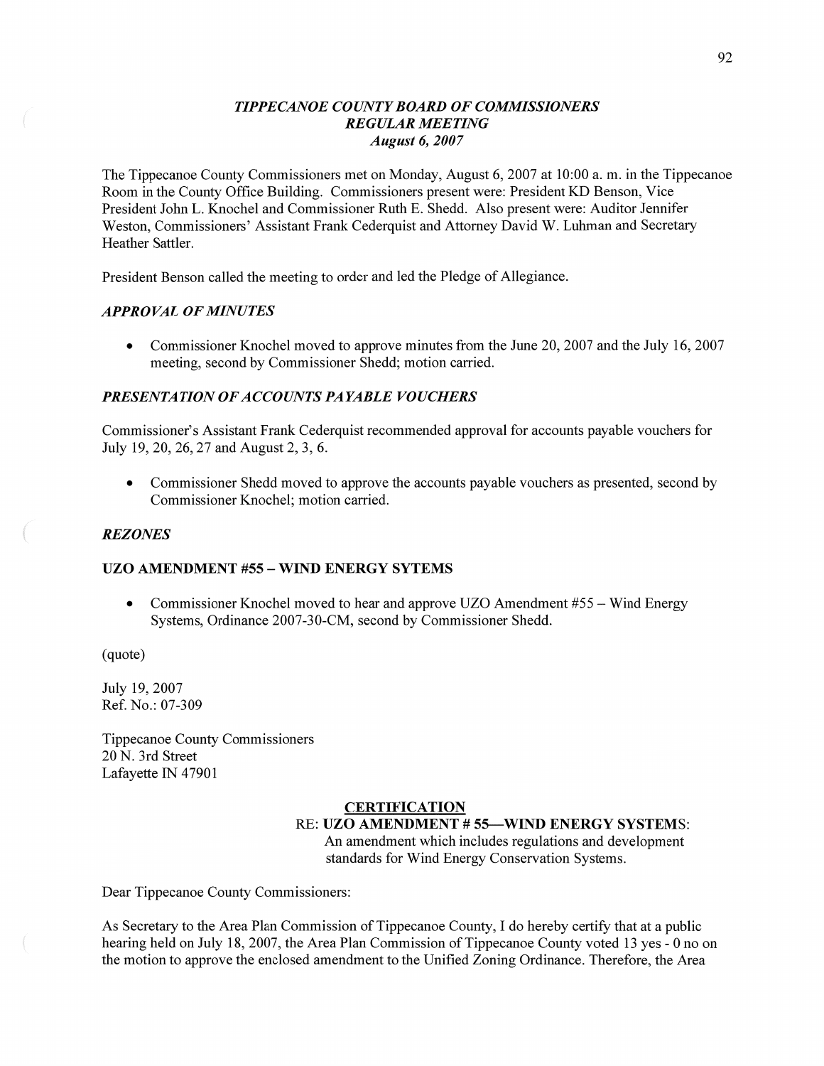# *TIPPECANOE COUNTY BOARD OF COMMISSIONERS*
## *REGULAR MEETING*
### *August 6, 2007*

The Tippecanoe County Commissioners met on Monday, August 6, 2007 at 10:00 a. m. in the Tippecanoe Room in the County Office Building. Commissioners present were: President KD Benson, Vice President John L. Knochel and Commissioner Ruth E. Shedd. Also present were: Auditor Jennifer Weston, Commissioners' Assistant Frank Cederquist and Attorney David W. Luhman and Secretary Heather Sattler.

President Benson called the meeting to order and led the Pledge of Allegiance.

### *APPROVAL OF MINUTES*

- Commissioner Knochel moved to approve minutes from the June 20, 2007 and the July 16, 2007 meeting, second by Commissioner Shedd; motion carried.

### *PRESENTATION OF ACCOUNTS PAYABLE VOUCHERS*

Commissioner's Assistant Frank Cederquist recommended approval for accounts payable vouchers for July 19, 20, 26, 27 and August 2, 3, 6.

- Commissioner Shedd moved to approve the accounts payable vouchers as presented, second by Commissioner Knochel; motion carried.

### *REZONES*

#### UZO AMENDMENT #55 – WIND ENERGY SYTEMS

- Commissioner Knochel moved to hear and approve UZO Amendment #55 – Wind Energy Systems, Ordinance 2007-30-CM, second by Commissioner Shedd.

(quote)

July 19, 2007
Ref. No.: 07-309

Tippecanoe County Commissioners
20 N. 3rd Street
Lafayette IN 47901

**CERTIFICATION**

RE: **UZO AMENDMENT # 55—WIND ENERGY SYSTEMS**:
An amendment which includes regulations and development standards for Wind Energy Conservation Systems.

Dear Tippecanoe County Commissioners:

As Secretary to the Area Plan Commission of Tippecanoe County, I do hereby certify that at a public hearing held on July 18, 2007, the Area Plan Commission of Tippecanoe County voted 13 yes - 0 no on the motion to approve the enclosed amendment to the Unified Zoning Ordinance. Therefore, the Area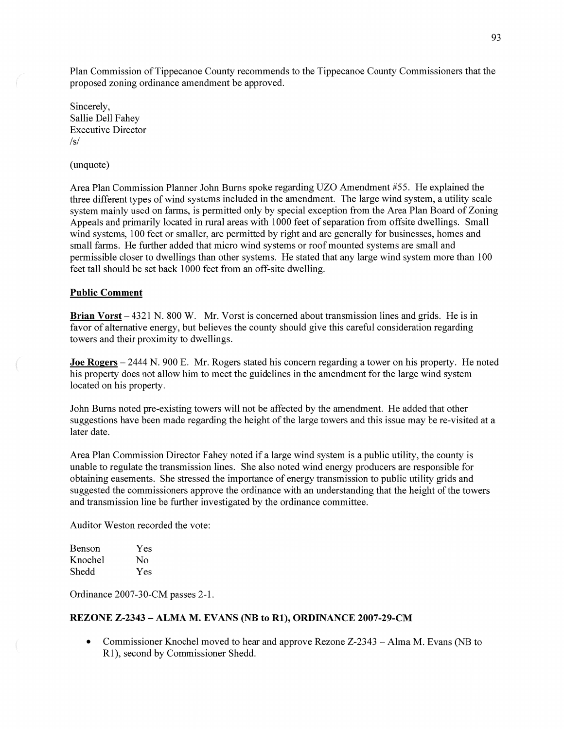Plan Commission of Tippecanoe County recommends to the Tippecanoe County Commissioners that the proposed zoning ordinance amendment be approved.

Sincerely,
Sallie Dell Fahey
Executive Director
/s/

(unquote)

Area Plan Commission Planner John Burns spoke regarding UZO Amendment #55. He explained the three different types of wind systems included in the amendment. The large wind system, a utility scale system mainly used on farms, is permitted only by special exception from the Area Plan Board of Zoning Appeals and primarily located in rural areas with 1000 feet of separation from offsite dwellings. Small wind systems, 100 feet or smaller, are permitted by right and are generally for businesses, homes and small farms. He further added that micro wind systems or roof mounted systems are small and permissible closer to dwellings than other systems. He stated that any large wind system more than 100 feet tall should be set back 1000 feet from an off-site dwelling.

**Public Comment**

**Brian Vorst** – 4321 N. 800 W. Mr. Vorst is concerned about transmission lines and grids. He is in favor of alternative energy, but believes the county should give this careful consideration regarding towers and their proximity to dwellings.

**Joe Rogers** – 2444 N. 900 E. Mr. Rogers stated his concern regarding a tower on his property. He noted his property does not allow him to meet the guidelines in the amendment for the large wind system located on his property.

John Burns noted pre-existing towers will not be affected by the amendment. He added that other suggestions have been made regarding the height of the large towers and this issue may be re-visited at a later date.

Area Plan Commission Director Fahey noted if a large wind system is a public utility, the county is unable to regulate the transmission lines. She also noted wind energy producers are responsible for obtaining easements. She stressed the importance of energy transmission to public utility grids and suggested the commissioners approve the ordinance with an understanding that the height of the towers and transmission line be further investigated by the ordinance committee.

Auditor Weston recorded the vote:

| | |
|---|---|
| Benson | Yes |
| Knochel | No |
| Shedd | Yes |

Ordinance 2007-30-CM passes 2-1.

**REZONE Z-2343 – ALMA M. EVANS (NB to R1), ORDINANCE 2007-29-CM**

- Commissioner Knochel moved to hear and approve Rezone Z-2343 – Alma M. Evans (NB to R1), second by Commissioner Shedd.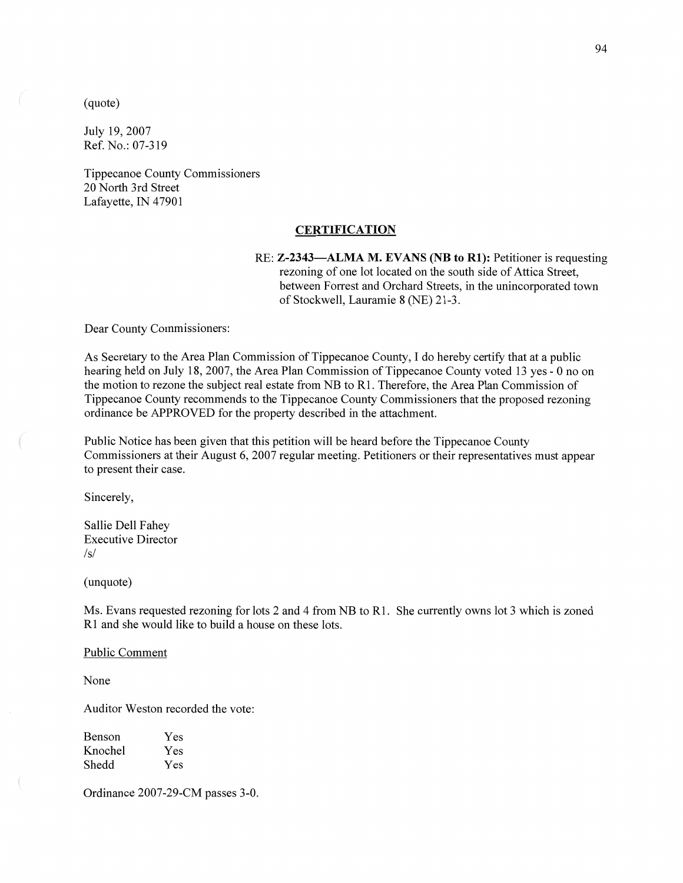(quote)

July 19, 2007
Ref. No.: 07-319

Tippecanoe County Commissioners
20 North 3rd Street
Lafayette, IN 47901

**CERTIFICATION**

RE: **Z-2343—ALMA M. EVANS (NB to R1):** Petitioner is requesting rezoning of one lot located on the south side of Attica Street, between Forrest and Orchard Streets, in the unincorporated town of Stockwell, Lauramie 8 (NE) 21-3.

Dear County Commissioners:

As Secretary to the Area Plan Commission of Tippecanoe County, I do hereby certify that at a public hearing held on July 18, 2007, the Area Plan Commission of Tippecanoe County voted 13 yes - 0 no on the motion to rezone the subject real estate from NB to R1. Therefore, the Area Plan Commission of Tippecanoe County recommends to the Tippecanoe County Commissioners that the proposed rezoning ordinance be APPROVED for the property described in the attachment.

Public Notice has been given that this petition will be heard before the Tippecanoe County Commissioners at their August 6, 2007 regular meeting. Petitioners or their representatives must appear to present their case.

Sincerely,

Sallie Dell Fahey
Executive Director
/s/

(unquote)

Ms. Evans requested rezoning for lots 2 and 4 from NB to R1. She currently owns lot 3 which is zoned R1 and she would like to build a house on these lots.

Public Comment

None

Auditor Weston recorded the vote:

| | |
|---|---|
| Benson | Yes |
| Knochel | Yes |
| Shedd | Yes |

Ordinance 2007-29-CM passes 3-0.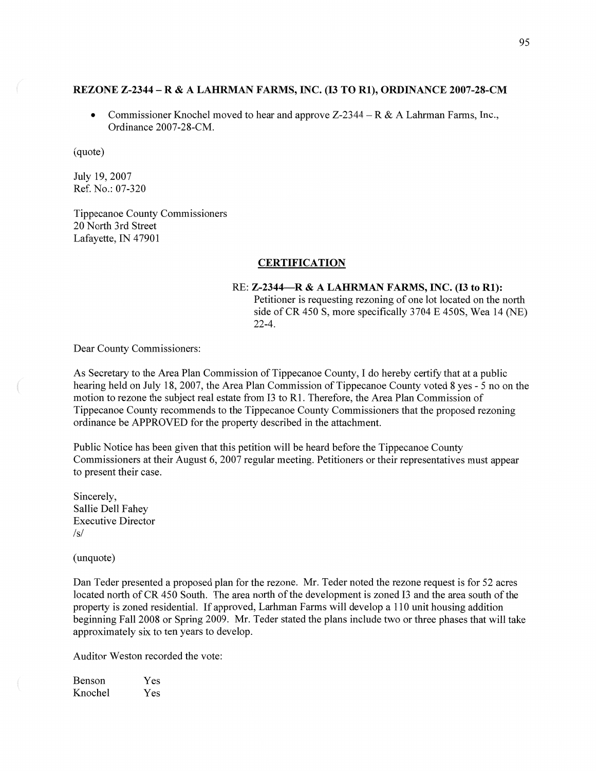### REZONE Z-2344 – R & A LAHRMAN FARMS, INC. (I3 TO R1), ORDINANCE 2007-28-CM

- Commissioner Knochel moved to hear and approve Z-2344 – R & A Lahrman Farms, Inc., Ordinance 2007-28-CM.

(quote)

July 19, 2007
Ref. No.: 07-320

Tippecanoe County Commissioners
20 North 3rd Street
Lafayette, IN 47901

**CERTIFICATION**

RE: **Z-2344—R & A LAHRMAN FARMS, INC. (I3 to R1):**
Petitioner is requesting rezoning of one lot located on the north side of CR 450 S, more specifically 3704 E 450S, Wea 14 (NE) 22-4.

Dear County Commissioners:

As Secretary to the Area Plan Commission of Tippecanoe County, I do hereby certify that at a public hearing held on July 18, 2007, the Area Plan Commission of Tippecanoe County voted 8 yes - 5 no on the motion to rezone the subject real estate from I3 to R1. Therefore, the Area Plan Commission of Tippecanoe County recommends to the Tippecanoe County Commissioners that the proposed rezoning ordinance be APPROVED for the property described in the attachment.

Public Notice has been given that this petition will be heard before the Tippecanoe County Commissioners at their August 6, 2007 regular meeting. Petitioners or their representatives must appear to present their case.

Sincerely,
Sallie Dell Fahey
Executive Director
/s/

(unquote)

Dan Teder presented a proposed plan for the rezone. Mr. Teder noted the rezone request is for 52 acres located north of CR 450 South. The area north of the development is zoned I3 and the area south of the property is zoned residential. If approved, Larhman Farms will develop a 110 unit housing addition beginning Fall 2008 or Spring 2009. Mr. Teder stated the plans include two or three phases that will take approximately six to ten years to develop.

Auditor Weston recorded the vote:

| | |
|---|---|
| Benson | Yes |
| Knochel | Yes |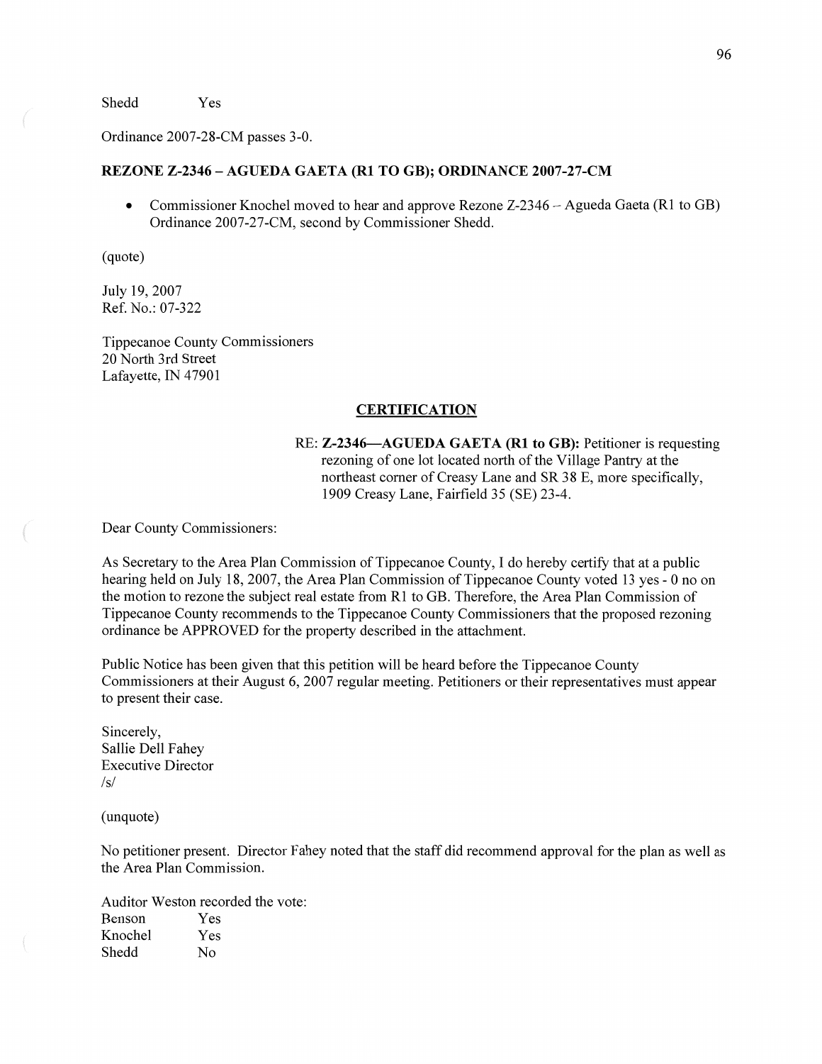Shedd Yes

Ordinance 2007-28-CM passes 3-0.

## REZONE Z-2346 – AGUEDA GAETA (R1 TO GB); ORDINANCE 2007-27-CM

- Commissioner Knochel moved to hear and approve Rezone Z-2346 – Agueda Gaeta (R1 to GB) Ordinance 2007-27-CM, second by Commissioner Shedd.

(quote)

July 19, 2007
Ref. No.: 07-322

Tippecanoe County Commissioners
20 North 3rd Street
Lafayette, IN 47901

**CERTIFICATION**

RE: **Z-2346—AGUEDA GAETA (R1 to GB):** Petitioner is requesting rezoning of one lot located north of the Village Pantry at the northeast corner of Creasy Lane and SR 38 E, more specifically, 1909 Creasy Lane, Fairfield 35 (SE) 23-4.

Dear County Commissioners:

As Secretary to the Area Plan Commission of Tippecanoe County, I do hereby certify that at a public hearing held on July 18, 2007, the Area Plan Commission of Tippecanoe County voted 13 yes - 0 no on the motion to rezone the subject real estate from R1 to GB. Therefore, the Area Plan Commission of Tippecanoe County recommends to the Tippecanoe County Commissioners that the proposed rezoning ordinance be APPROVED for the property described in the attachment.

Public Notice has been given that this petition will be heard before the Tippecanoe County Commissioners at their August 6, 2007 regular meeting. Petitioners or their representatives must appear to present their case.

Sincerely,
Sallie Dell Fahey
Executive Director
/s/

(unquote)

No petitioner present. Director Fahey noted that the staff did recommend approval for the plan as well as the Area Plan Commission.

Auditor Weston recorded the vote:

Benson Yes
Knochel Yes
Shedd No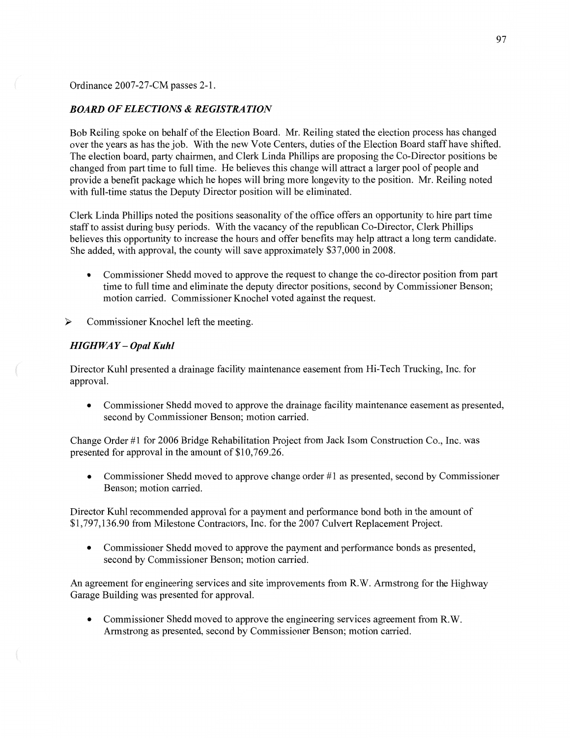Ordinance 2007-27-CM passes 2-1.

### *BOARD OF ELECTIONS & REGISTRATION*

Bob Reiling spoke on behalf of the Election Board. Mr. Reiling stated the election process has changed over the years as has the job. With the new Vote Centers, duties of the Election Board staff have shifted. The election board, party chairmen, and Clerk Linda Phillips are proposing the Co-Director positions be changed from part time to full time. He believes this change will attract a larger pool of people and provide a benefit package which he hopes will bring more longevity to the position. Mr. Reiling noted with full-time status the Deputy Director position will be eliminated.

Clerk Linda Phillips noted the positions seasonality of the office offers an opportunity to hire part time staff to assist during busy periods. With the vacancy of the republican Co-Director, Clerk Phillips believes this opportunity to increase the hours and offer benefits may help attract a long term candidate. She added, with approval, the county will save approximately $37,000 in 2008.

- Commissioner Shedd moved to approve the request to change the co-director position from part time to full time and eliminate the deputy director positions, second by Commissioner Benson; motion carried. Commissioner Knochel voted against the request.

➢ Commissioner Knochel left the meeting.

### *HIGHWAY – Opal Kuhl*

Director Kuhl presented a drainage facility maintenance easement from Hi-Tech Trucking, Inc. for approval.

- Commissioner Shedd moved to approve the drainage facility maintenance easement as presented, second by Commissioner Benson; motion carried.

Change Order #1 for 2006 Bridge Rehabilitation Project from Jack Isom Construction Co., Inc. was presented for approval in the amount of $10,769.26.

- Commissioner Shedd moved to approve change order #1 as presented, second by Commissioner Benson; motion carried.

Director Kuhl recommended approval for a payment and performance bond both in the amount of $1,797,136.90 from Milestone Contractors, Inc. for the 2007 Culvert Replacement Project.

- Commissioner Shedd moved to approve the payment and performance bonds as presented, second by Commissioner Benson; motion carried.

An agreement for engineering services and site improvements from R.W. Armstrong for the Highway Garage Building was presented for approval.

- Commissioner Shedd moved to approve the engineering services agreement from R.W. Armstrong as presented, second by Commissioner Benson; motion carried.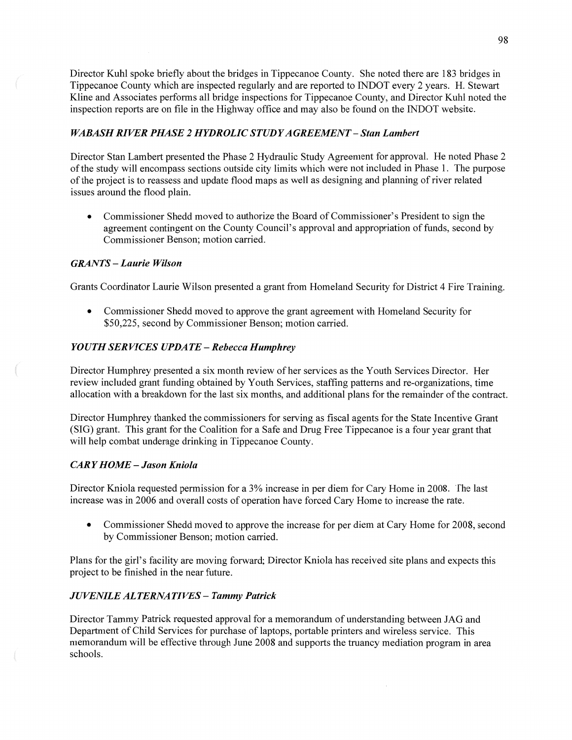Director Kuhl spoke briefly about the bridges in Tippecanoe County. She noted there are 183 bridges in Tippecanoe County which are inspected regularly and are reported to INDOT every 2 years. H. Stewart Kline and Associates performs all bridge inspections for Tippecanoe County, and Director Kuhl noted the inspection reports are on file in the Highway office and may also be found on the INDOT website.

### *WABASH RIVER PHASE 2 HYDROLIC STUDY AGREEMENT – Stan Lambert*

Director Stan Lambert presented the Phase 2 Hydraulic Study Agreement for approval. He noted Phase 2 of the study will encompass sections outside city limits which were not included in Phase 1. The purpose of the project is to reassess and update flood maps as well as designing and planning of river related issues around the flood plain.

- Commissioner Shedd moved to authorize the Board of Commissioner's President to sign the agreement contingent on the County Council's approval and appropriation of funds, second by Commissioner Benson; motion carried.

### *GRANTS – Laurie Wilson*

Grants Coordinator Laurie Wilson presented a grant from Homeland Security for District 4 Fire Training.

- Commissioner Shedd moved to approve the grant agreement with Homeland Security for $50,225, second by Commissioner Benson; motion carried.

### *YOUTH SERVICES UPDATE – Rebecca Humphrey*

Director Humphrey presented a six month review of her services as the Youth Services Director. Her review included grant funding obtained by Youth Services, staffing patterns and re-organizations, time allocation with a breakdown for the last six months, and additional plans for the remainder of the contract.

Director Humphrey thanked the commissioners for serving as fiscal agents for the State Incentive Grant (SIG) grant. This grant for the Coalition for a Safe and Drug Free Tippecanoe is a four year grant that will help combat underage drinking in Tippecanoe County.

### *CARY HOME – Jason Kniola*

Director Kniola requested permission for a 3% increase in per diem for Cary Home in 2008. The last increase was in 2006 and overall costs of operation have forced Cary Home to increase the rate.

- Commissioner Shedd moved to approve the increase for per diem at Cary Home for 2008, second by Commissioner Benson; motion carried.

Plans for the girl's facility are moving forward; Director Kniola has received site plans and expects this project to be finished in the near future.

### *JUVENILE ALTERNATIVES – Tammy Patrick*

Director Tammy Patrick requested approval for a memorandum of understanding between JAG and Department of Child Services for purchase of laptops, portable printers and wireless service. This memorandum will be effective through June 2008 and supports the truancy mediation program in area schools.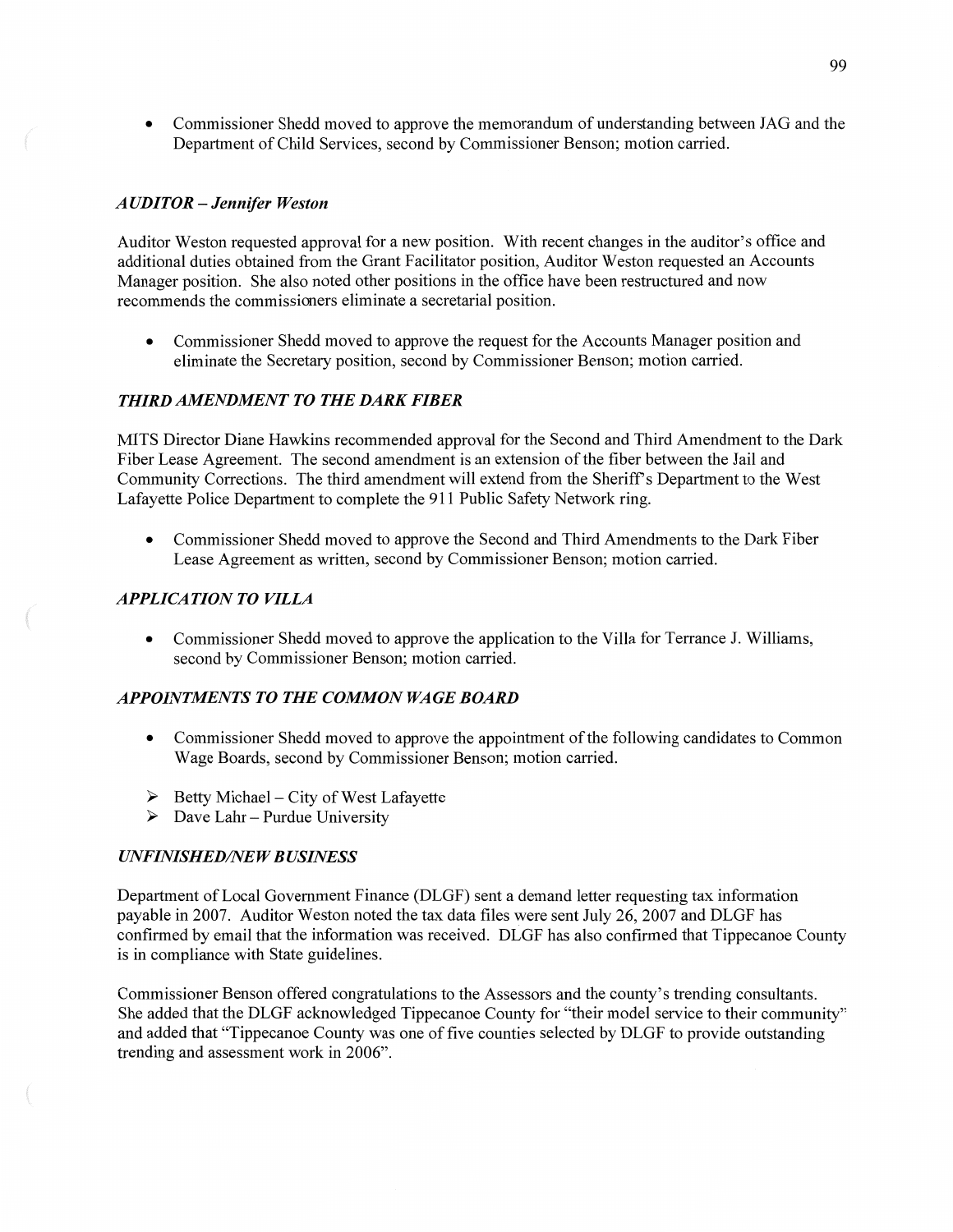- Commissioner Shedd moved to approve the memorandum of understanding between JAG and the Department of Child Services, second by Commissioner Benson; motion carried.

### *AUDITOR – Jennifer Weston*

Auditor Weston requested approval for a new position. With recent changes in the auditor's office and additional duties obtained from the Grant Facilitator position, Auditor Weston requested an Accounts Manager position. She also noted other positions in the office have been restructured and now recommends the commissioners eliminate a secretarial position.

- Commissioner Shedd moved to approve the request for the Accounts Manager position and eliminate the Secretary position, second by Commissioner Benson; motion carried.

### *THIRD AMENDMENT TO THE DARK FIBER*

MITS Director Diane Hawkins recommended approval for the Second and Third Amendment to the Dark Fiber Lease Agreement. The second amendment is an extension of the fiber between the Jail and Community Corrections. The third amendment will extend from the Sheriff's Department to the West Lafayette Police Department to complete the 911 Public Safety Network ring.

- Commissioner Shedd moved to approve the Second and Third Amendments to the Dark Fiber Lease Agreement as written, second by Commissioner Benson; motion carried.

### *APPLICATION TO VILLA*

- Commissioner Shedd moved to approve the application to the Villa for Terrance J. Williams, second by Commissioner Benson; motion carried.

### *APPOINTMENTS TO THE COMMON WAGE BOARD*

- Commissioner Shedd moved to approve the appointment of the following candidates to Common Wage Boards, second by Commissioner Benson; motion carried.

  - Betty Michael – City of West Lafayette
  - Dave Lahr – Purdue University

### *UNFINISHED/NEW BUSINESS*

Department of Local Government Finance (DLGF) sent a demand letter requesting tax information payable in 2007. Auditor Weston noted the tax data files were sent July 26, 2007 and DLGF has confirmed by email that the information was received. DLGF has also confirmed that Tippecanoe County is in compliance with State guidelines.

Commissioner Benson offered congratulations to the Assessors and the county's trending consultants. She added that the DLGF acknowledged Tippecanoe County for "their model service to their community" and added that "Tippecanoe County was one of five counties selected by DLGF to provide outstanding trending and assessment work in 2006".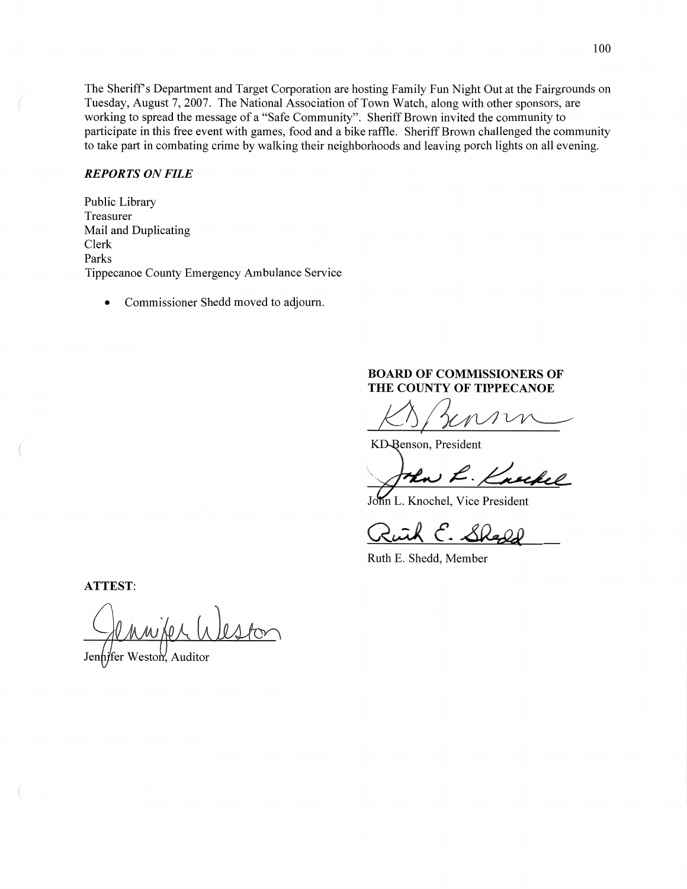The Sheriff's Department and Target Corporation are hosting Family Fun Night Out at the Fairgrounds on Tuesday, August 7, 2007. The National Association of Town Watch, along with other sponsors, are working to spread the message of a "Safe Community". Sheriff Brown invited the community to participate in this free event with games, food and a bike raffle. Sheriff Brown challenged the community to take part in combating crime by walking their neighborhoods and leaving porch lights on all evening.

***REPORTS ON FILE***

Public Library
Treasurer
Mail and Duplicating
Clerk
Parks
Tippecanoe County Emergency Ambulance Service

- Commissioner Shedd moved to adjourn.

**BOARD OF COMMISSIONERS OF THE COUNTY OF TIPPECANOE**

KD Benson, President

John L. Knochel, Vice President

Ruth E. Shedd, Member

**ATTEST**:

Jennifer Weston, Auditor